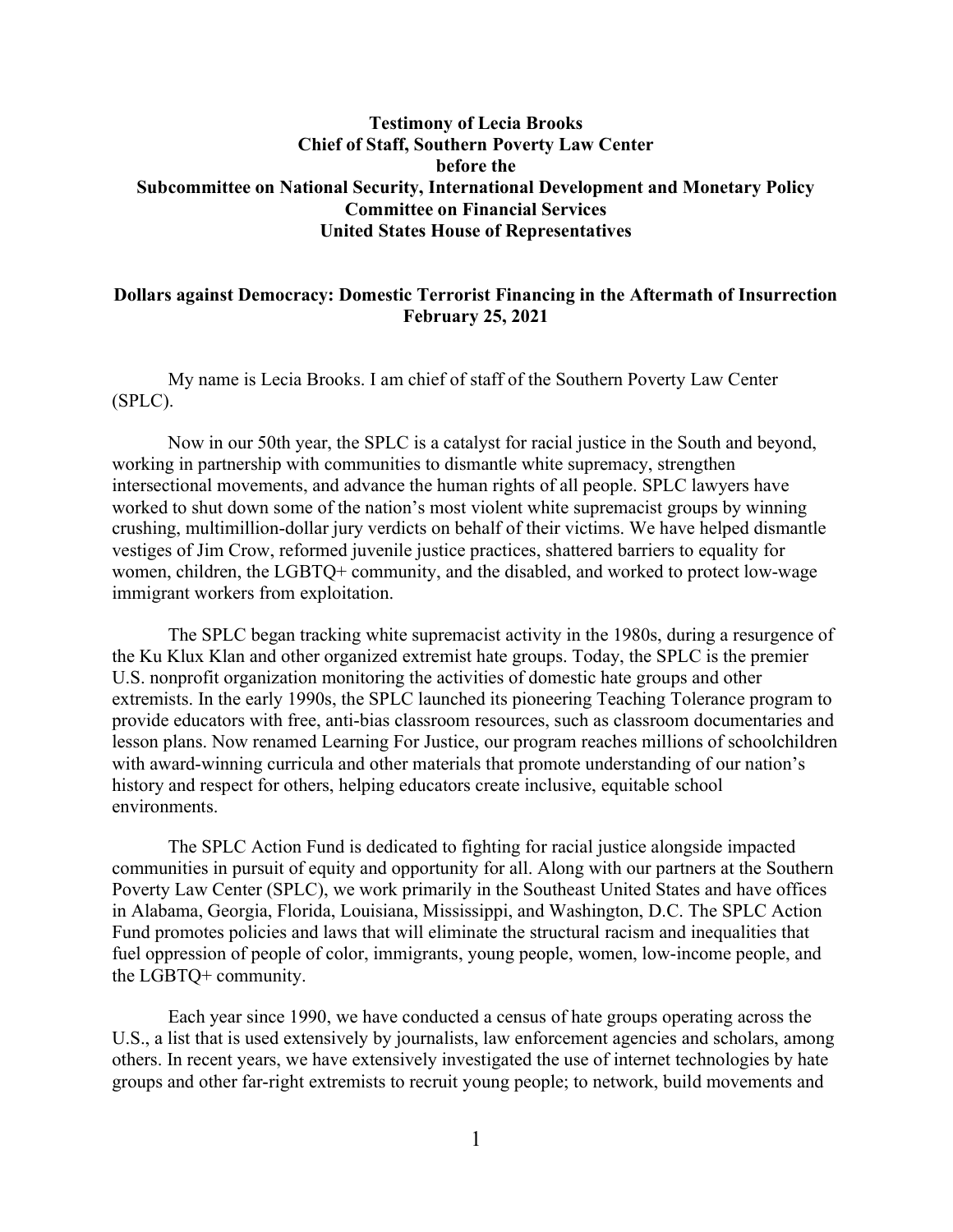**Testimony of Lecia Brooks**
**Chief of Staff, Southern Poverty Law Center**
**before the**
**Subcommittee on National Security, International Development and Monetary Policy**
**Committee on Financial Services**
**United States House of Representatives**

**Dollars against Democracy: Domestic Terrorist Financing in the Aftermath of Insurrection**
**February 25, 2021**

My name is Lecia Brooks. I am chief of staff of the Southern Poverty Law Center (SPLC).

Now in our 50th year, the SPLC is a catalyst for racial justice in the South and beyond, working in partnership with communities to dismantle white supremacy, strengthen intersectional movements, and advance the human rights of all people. SPLC lawyers have worked to shut down some of the nation's most violent white supremacist groups by winning crushing, multimillion-dollar jury verdicts on behalf of their victims. We have helped dismantle vestiges of Jim Crow, reformed juvenile justice practices, shattered barriers to equality for women, children, the LGBTQ+ community, and the disabled, and worked to protect low-wage immigrant workers from exploitation.

The SPLC began tracking white supremacist activity in the 1980s, during a resurgence of the Ku Klux Klan and other organized extremist hate groups. Today, the SPLC is the premier U.S. nonprofit organization monitoring the activities of domestic hate groups and other extremists. In the early 1990s, the SPLC launched its pioneering Teaching Tolerance program to provide educators with free, anti-bias classroom resources, such as classroom documentaries and lesson plans. Now renamed Learning For Justice, our program reaches millions of schoolchildren with award-winning curricula and other materials that promote understanding of our nation's history and respect for others, helping educators create inclusive, equitable school environments.

The SPLC Action Fund is dedicated to fighting for racial justice alongside impacted communities in pursuit of equity and opportunity for all. Along with our partners at the Southern Poverty Law Center (SPLC), we work primarily in the Southeast United States and have offices in Alabama, Georgia, Florida, Louisiana, Mississippi, and Washington, D.C. The SPLC Action Fund promotes policies and laws that will eliminate the structural racism and inequalities that fuel oppression of people of color, immigrants, young people, women, low-income people, and the LGBTQ+ community.

Each year since 1990, we have conducted a census of hate groups operating across the U.S., a list that is used extensively by journalists, law enforcement agencies and scholars, among others. In recent years, we have extensively investigated the use of internet technologies by hate groups and other far-right extremists to recruit young people; to network, build movements and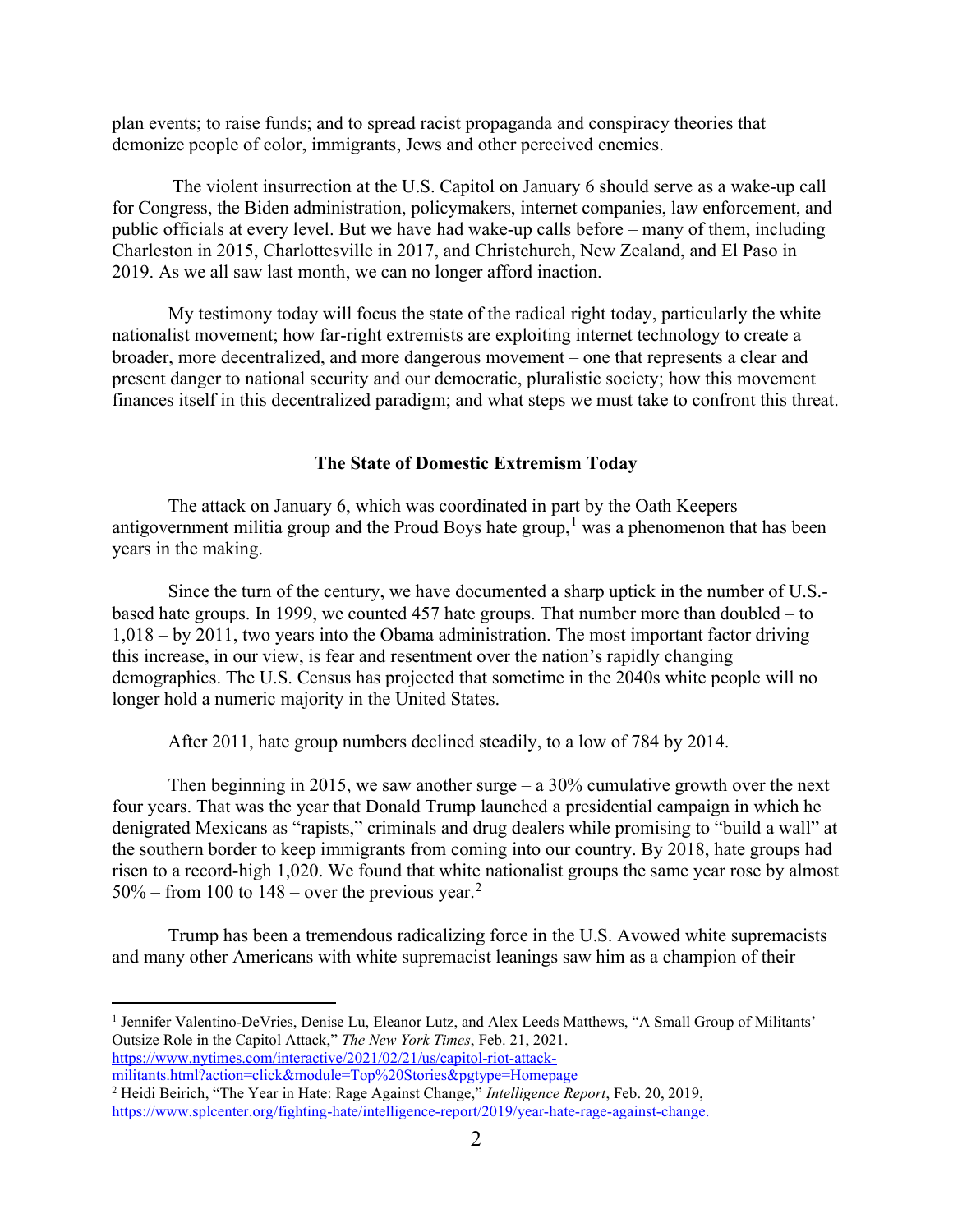plan events; to raise funds; and to spread racist propaganda and conspiracy theories that demonize people of color, immigrants, Jews and other perceived enemies.

The violent insurrection at the U.S. Capitol on January 6 should serve as a wake-up call for Congress, the Biden administration, policymakers, internet companies, law enforcement, and public officials at every level. But we have had wake-up calls before – many of them, including Charleston in 2015, Charlottesville in 2017, and Christchurch, New Zealand, and El Paso in 2019. As we all saw last month, we can no longer afford inaction.

My testimony today will focus the state of the radical right today, particularly the white nationalist movement; how far-right extremists are exploiting internet technology to create a broader, more decentralized, and more dangerous movement – one that represents a clear and present danger to national security and our democratic, pluralistic society; how this movement finances itself in this decentralized paradigm; and what steps we must take to confront this threat.

## The State of Domestic Extremism Today

The attack on January 6, which was coordinated in part by the Oath Keepers antigovernment militia group and the Proud Boys hate group,[1] was a phenomenon that has been years in the making.

Since the turn of the century, we have documented a sharp uptick in the number of U.S.-based hate groups. In 1999, we counted 457 hate groups. That number more than doubled – to 1,018 – by 2011, two years into the Obama administration. The most important factor driving this increase, in our view, is fear and resentment over the nation's rapidly changing demographics. The U.S. Census has projected that sometime in the 2040s white people will no longer hold a numeric majority in the United States.

After 2011, hate group numbers declined steadily, to a low of 784 by 2014.

Then beginning in 2015, we saw another surge – a 30% cumulative growth over the next four years. That was the year that Donald Trump launched a presidential campaign in which he denigrated Mexicans as "rapists," criminals and drug dealers while promising to "build a wall" at the southern border to keep immigrants from coming into our country. By 2018, hate groups had risen to a record-high 1,020. We found that white nationalist groups the same year rose by almost 50% – from 100 to 148 – over the previous year.[2]

Trump has been a tremendous radicalizing force in the U.S. Avowed white supremacists and many other Americans with white supremacist leanings saw him as a champion of their

---

[1] Jennifer Valentino-DeVries, Denise Lu, Eleanor Lutz, and Alex Leeds Matthews, "A Small Group of Militants' Outsize Role in the Capitol Attack," *The New York Times*, Feb. 21, 2021. https://www.nytimes.com/interactive/2021/02/21/us/capitol-riot-attack-militants.html?action=click&module=Top%20Stories&pgtype=Homepage

[2] Heidi Beirich, "The Year in Hate: Rage Against Change," *Intelligence Report*, Feb. 20, 2019, https://www.splcenter.org/fighting-hate/intelligence-report/2019/year-hate-rage-against-change.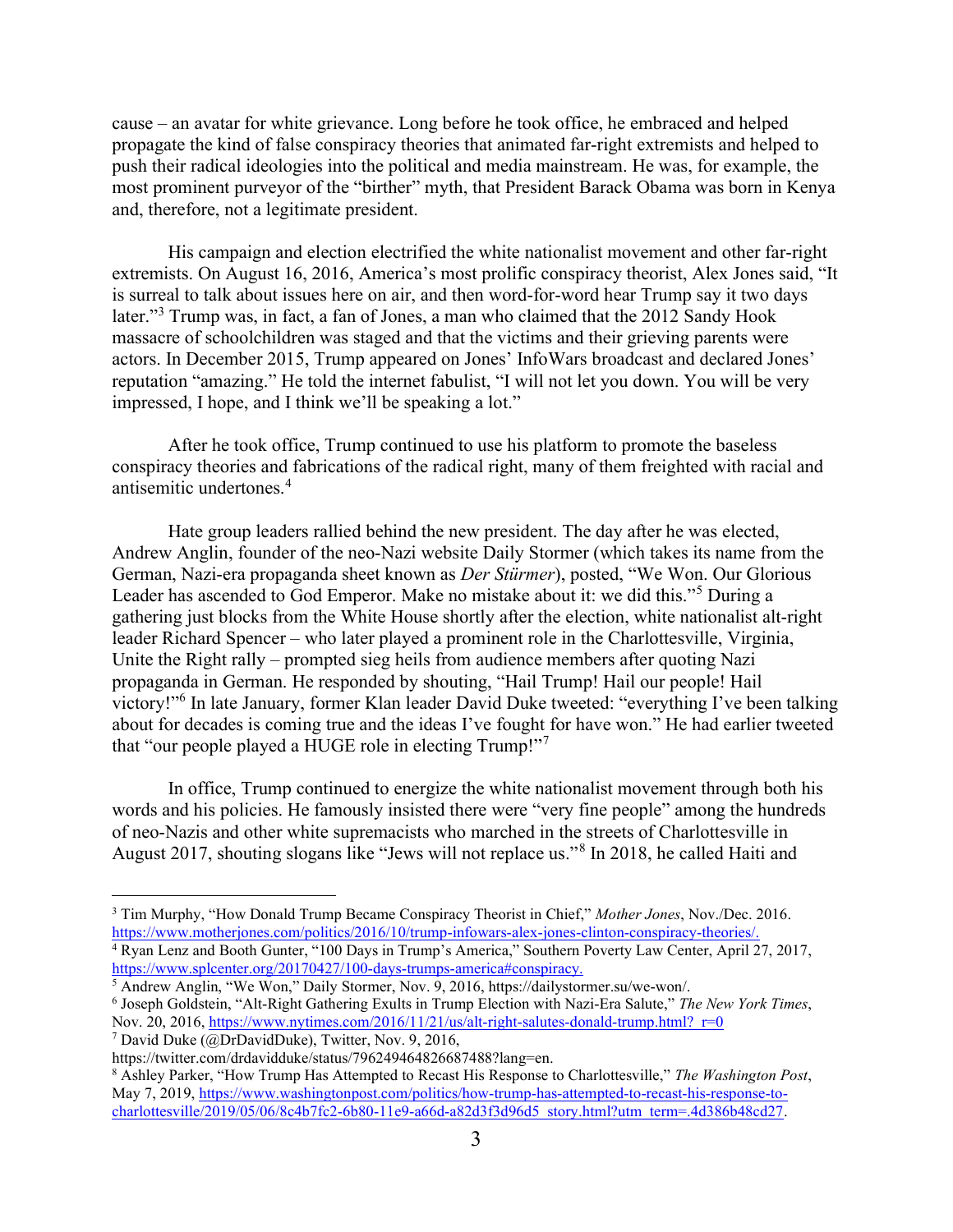cause – an avatar for white grievance. Long before he took office, he embraced and helped propagate the kind of false conspiracy theories that animated far-right extremists and helped to push their radical ideologies into the political and media mainstream. He was, for example, the most prominent purveyor of the "birther" myth, that President Barack Obama was born in Kenya and, therefore, not a legitimate president.

His campaign and election electrified the white nationalist movement and other far-right extremists. On August 16, 2016, America's most prolific conspiracy theorist, Alex Jones said, "It is surreal to talk about issues here on air, and then word-for-word hear Trump say it two days later."[3] Trump was, in fact, a fan of Jones, a man who claimed that the 2012 Sandy Hook massacre of schoolchildren was staged and that the victims and their grieving parents were actors. In December 2015, Trump appeared on Jones' InfoWars broadcast and declared Jones' reputation "amazing." He told the internet fabulist, "I will not let you down. You will be very impressed, I hope, and I think we'll be speaking a lot."

After he took office, Trump continued to use his platform to promote the baseless conspiracy theories and fabrications of the radical right, many of them freighted with racial and antisemitic undertones.[4]

Hate group leaders rallied behind the new president. The day after he was elected, Andrew Anglin, founder of the neo-Nazi website Daily Stormer (which takes its name from the German, Nazi-era propaganda sheet known as *Der Stürmer*), posted, "We Won. Our Glorious Leader has ascended to God Emperor. Make no mistake about it: we did this."[5] During a gathering just blocks from the White House shortly after the election, white nationalist alt-right leader Richard Spencer – who later played a prominent role in the Charlottesville, Virginia, Unite the Right rally – prompted sieg heils from audience members after quoting Nazi propaganda in German. He responded by shouting, "Hail Trump! Hail our people! Hail victory!"[6] In late January, former Klan leader David Duke tweeted: "everything I've been talking about for decades is coming true and the ideas I've fought for have won." He had earlier tweeted that "our people played a HUGE role in electing Trump!"[7]

In office, Trump continued to energize the white nationalist movement through both his words and his policies. He famously insisted there were "very fine people" among the hundreds of neo-Nazis and other white supremacists who marched in the streets of Charlottesville in August 2017, shouting slogans like "Jews will not replace us."[8] In 2018, he called Haiti and

---

[3] Tim Murphy, "How Donald Trump Became Conspiracy Theorist in Chief," *Mother Jones*, Nov./Dec. 2016. https://www.motherjones.com/politics/2016/10/trump-infowars-alex-jones-clinton-conspiracy-theories/.

[4] Ryan Lenz and Booth Gunter, "100 Days in Trump's America," Southern Poverty Law Center, April 27, 2017, https://www.splcenter.org/20170427/100-days-trumps-america#conspiracy.

[5] Andrew Anglin, "We Won," Daily Stormer, Nov. 9, 2016, https://dailystormer.su/we-won/.

[6] Joseph Goldstein, "Alt-Right Gathering Exults in Trump Election with Nazi-Era Salute," *The New York Times*, Nov. 20, 2016, https://www.nytimes.com/2016/11/21/us/alt-right-salutes-donald-trump.html?_r=0

[7] David Duke (@DrDavidDuke), Twitter, Nov. 9, 2016, https://twitter.com/drdavidduke/status/796249464826687488?lang=en.

[8] Ashley Parker, "How Trump Has Attempted to Recast His Response to Charlottesville," *The Washington Post*, May 7, 2019, https://www.washingtonpost.com/politics/how-trump-has-attempted-to-recast-his-response-to-charlottesville/2019/05/06/8c4b7fc2-6b80-11e9-a66d-a82d3f3d96d5_story.html?utm_term=.4d386b48cd27.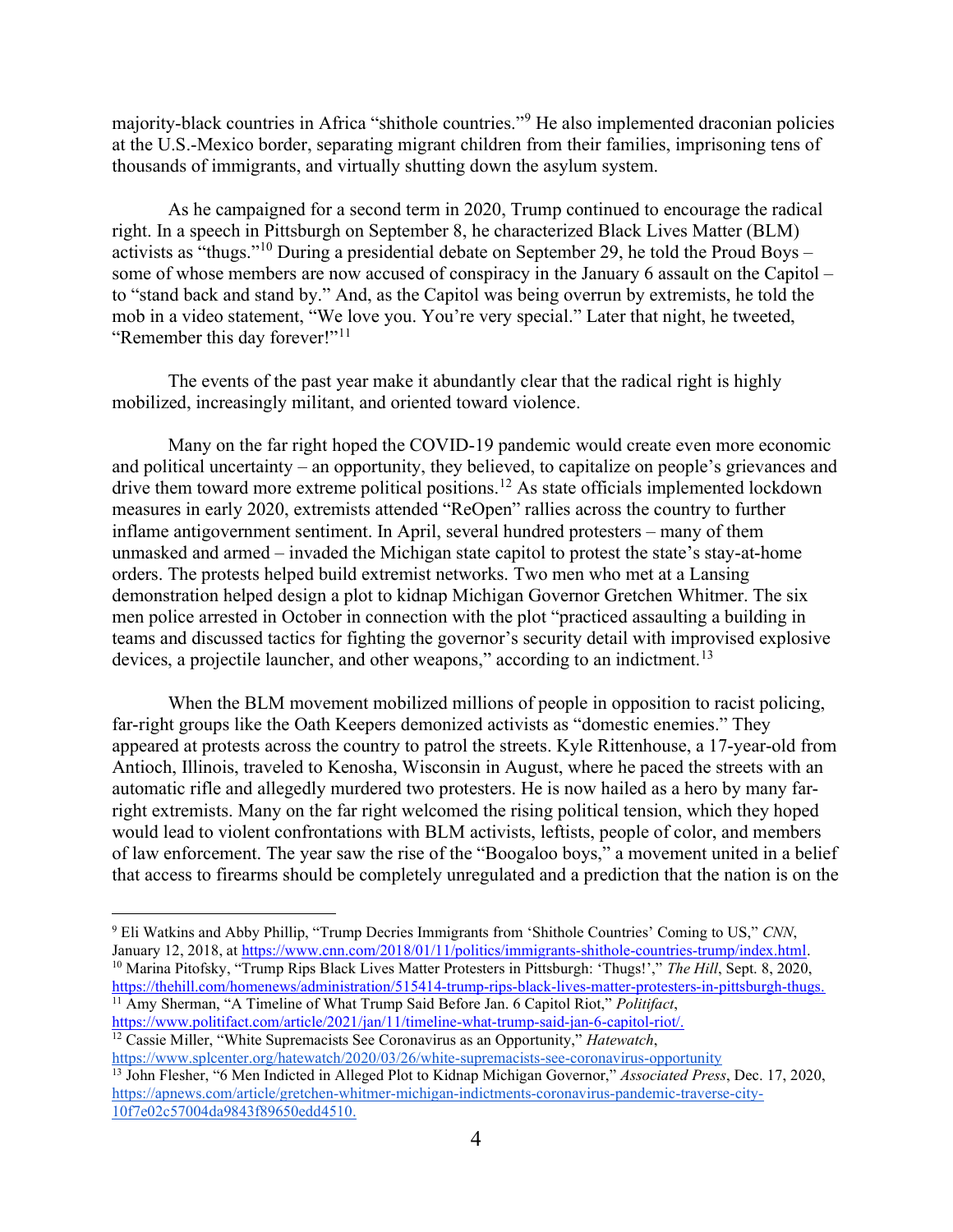majority-black countries in Africa "shithole countries."[9] He also implemented draconian policies at the U.S.-Mexico border, separating migrant children from their families, imprisoning tens of thousands of immigrants, and virtually shutting down the asylum system.

As he campaigned for a second term in 2020, Trump continued to encourage the radical right. In a speech in Pittsburgh on September 8, he characterized Black Lives Matter (BLM) activists as "thugs."[10] During a presidential debate on September 29, he told the Proud Boys – some of whose members are now accused of conspiracy in the January 6 assault on the Capitol – to "stand back and stand by." And, as the Capitol was being overrun by extremists, he told the mob in a video statement, "We love you. You're very special." Later that night, he tweeted, "Remember this day forever!"[11]

The events of the past year make it abundantly clear that the radical right is highly mobilized, increasingly militant, and oriented toward violence.

Many on the far right hoped the COVID-19 pandemic would create even more economic and political uncertainty – an opportunity, they believed, to capitalize on people's grievances and drive them toward more extreme political positions.[12] As state officials implemented lockdown measures in early 2020, extremists attended "ReOpen" rallies across the country to further inflame antigovernment sentiment. In April, several hundred protesters – many of them unmasked and armed – invaded the Michigan state capitol to protest the state's stay-at-home orders. The protests helped build extremist networks. Two men who met at a Lansing demonstration helped design a plot to kidnap Michigan Governor Gretchen Whitmer. The six men police arrested in October in connection with the plot "practiced assaulting a building in teams and discussed tactics for fighting the governor's security detail with improvised explosive devices, a projectile launcher, and other weapons," according to an indictment.[13]

When the BLM movement mobilized millions of people in opposition to racist policing, far-right groups like the Oath Keepers demonized activists as "domestic enemies." They appeared at protests across the country to patrol the streets. Kyle Rittenhouse, a 17-year-old from Antioch, Illinois, traveled to Kenosha, Wisconsin in August, where he paced the streets with an automatic rifle and allegedly murdered two protesters. He is now hailed as a hero by many far-right extremists. Many on the far right welcomed the rising political tension, which they hoped would lead to violent confrontations with BLM activists, leftists, people of color, and members of law enforcement. The year saw the rise of the "Boogaloo boys," a movement united in a belief that access to firearms should be completely unregulated and a prediction that the nation is on the

---

[9] Eli Watkins and Abby Phillip, "Trump Decries Immigrants from 'Shithole Countries' Coming to US," *CNN*, January 12, 2018, at https://www.cnn.com/2018/01/11/politics/immigrants-shithole-countries-trump/index.html.

[10] Marina Pitofsky, "Trump Rips Black Lives Matter Protesters in Pittsburgh: 'Thugs!'," *The Hill*, Sept. 8, 2020, https://thehill.com/homenews/administration/515414-trump-rips-black-lives-matter-protesters-in-pittsburgh-thugs.

[11] Amy Sherman, "A Timeline of What Trump Said Before Jan. 6 Capitol Riot," *Politifact*, https://www.politifact.com/article/2021/jan/11/timeline-what-trump-said-jan-6-capitol-riot/.

[12] Cassie Miller, "White Supremacists See Coronavirus as an Opportunity," *Hatewatch*, https://www.splcenter.org/hatewatch/2020/03/26/white-supremacists-see-coronavirus-opportunity

[13] John Flesher, "6 Men Indicted in Alleged Plot to Kidnap Michigan Governor," *Associated Press*, Dec. 17, 2020, https://apnews.com/article/gretchen-whitmer-michigan-indictments-coronavirus-pandemic-traverse-city-10f7e02c57004da9843f89650edd4510.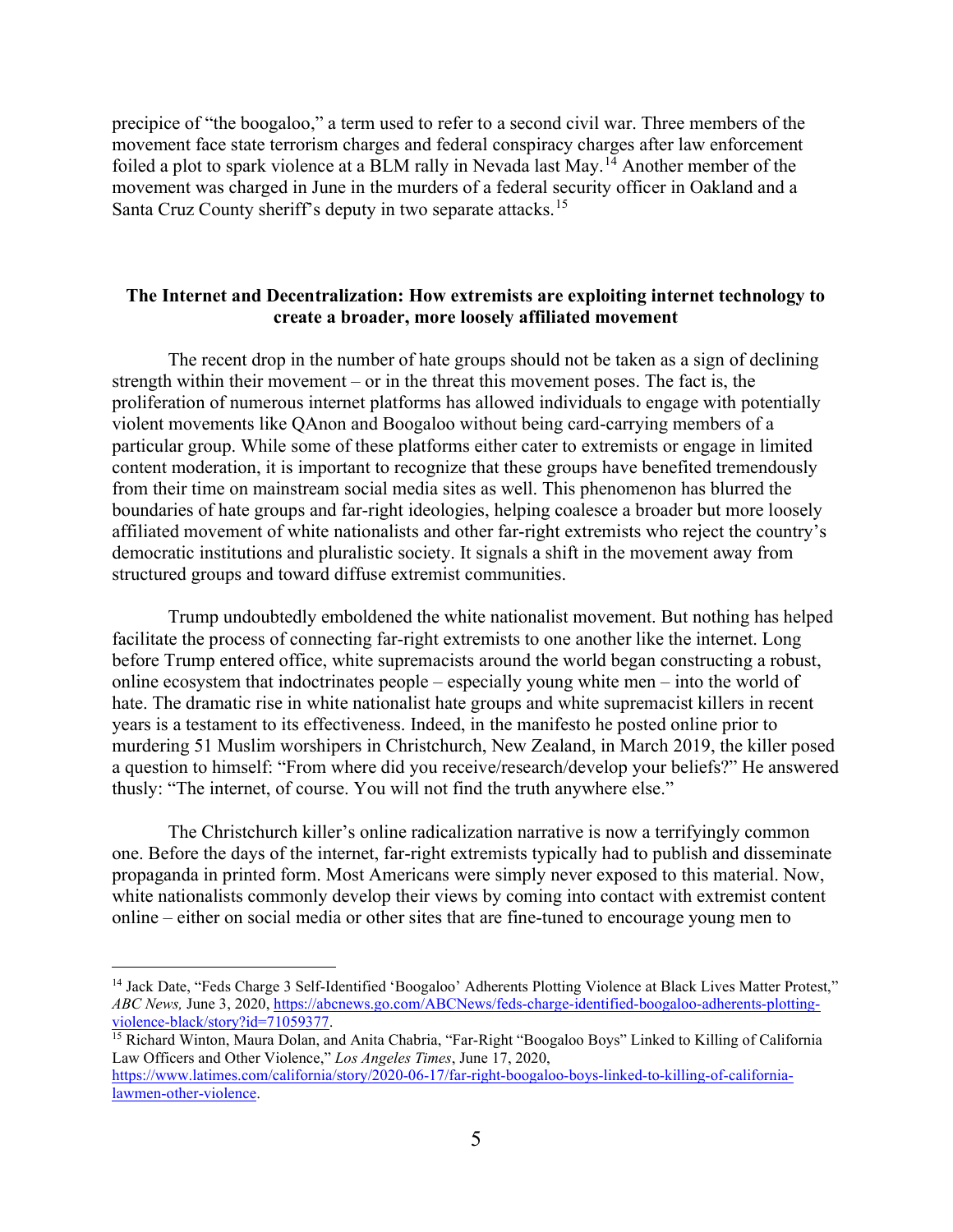precipice of "the boogaloo," a term used to refer to a second civil war. Three members of the movement face state terrorism charges and federal conspiracy charges after law enforcement foiled a plot to spark violence at a BLM rally in Nevada last May.[14] Another member of the movement was charged in June in the murders of a federal security officer in Oakland and a Santa Cruz County sheriff's deputy in two separate attacks.[15]

**The Internet and Decentralization: How extremists are exploiting internet technology to create a broader, more loosely affiliated movement**

The recent drop in the number of hate groups should not be taken as a sign of declining strength within their movement – or in the threat this movement poses. The fact is, the proliferation of numerous internet platforms has allowed individuals to engage with potentially violent movements like QAnon and Boogaloo without being card-carrying members of a particular group. While some of these platforms either cater to extremists or engage in limited content moderation, it is important to recognize that these groups have benefited tremendously from their time on mainstream social media sites as well. This phenomenon has blurred the boundaries of hate groups and far-right ideologies, helping coalesce a broader but more loosely affiliated movement of white nationalists and other far-right extremists who reject the country's democratic institutions and pluralistic society. It signals a shift in the movement away from structured groups and toward diffuse extremist communities.

Trump undoubtedly emboldened the white nationalist movement. But nothing has helped facilitate the process of connecting far-right extremists to one another like the internet. Long before Trump entered office, white supremacists around the world began constructing a robust, online ecosystem that indoctrinates people – especially young white men – into the world of hate. The dramatic rise in white nationalist hate groups and white supremacist killers in recent years is a testament to its effectiveness. Indeed, in the manifesto he posted online prior to murdering 51 Muslim worshipers in Christchurch, New Zealand, in March 2019, the killer posed a question to himself: "From where did you receive/research/develop your beliefs?" He answered thusly: "The internet, of course. You will not find the truth anywhere else."

The Christchurch killer's online radicalization narrative is now a terrifyingly common one. Before the days of the internet, far-right extremists typically had to publish and disseminate propaganda in printed form. Most Americans were simply never exposed to this material. Now, white nationalists commonly develop their views by coming into contact with extremist content online – either on social media or other sites that are fine-tuned to encourage young men to

---

[14] Jack Date, "Feds Charge 3 Self-Identified 'Boogaloo' Adherents Plotting Violence at Black Lives Matter Protest," *ABC News,* June 3, 2020, https://abcnews.go.com/ABCNews/feds-charge-identified-boogaloo-adherents-plotting-violence-black/story?id=71059377.

[15] Richard Winton, Maura Dolan, and Anita Chabria, "Far-Right "Boogaloo Boys" Linked to Killing of California Law Officers and Other Violence," *Los Angeles Times*, June 17, 2020, https://www.latimes.com/california/story/2020-06-17/far-right-boogaloo-boys-linked-to-killing-of-california-lawmen-other-violence.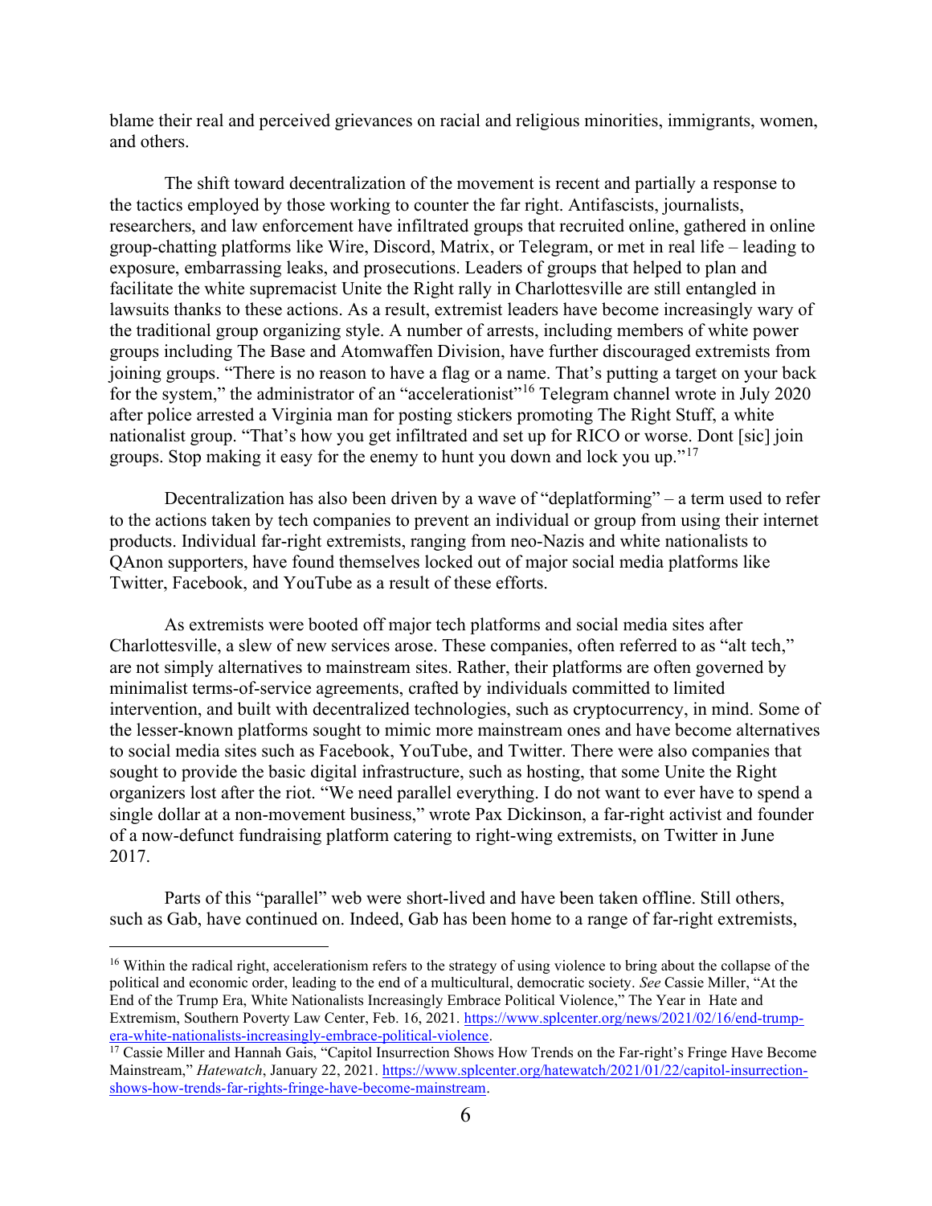blame their real and perceived grievances on racial and religious minorities, immigrants, women, and others.

The shift toward decentralization of the movement is recent and partially a response to the tactics employed by those working to counter the far right. Antifascists, journalists, researchers, and law enforcement have infiltrated groups that recruited online, gathered in online group-chatting platforms like Wire, Discord, Matrix, or Telegram, or met in real life – leading to exposure, embarrassing leaks, and prosecutions. Leaders of groups that helped to plan and facilitate the white supremacist Unite the Right rally in Charlottesville are still entangled in lawsuits thanks to these actions. As a result, extremist leaders have become increasingly wary of the traditional group organizing style. A number of arrests, including members of white power groups including The Base and Atomwaffen Division, have further discouraged extremists from joining groups. "There is no reason to have a flag or a name. That's putting a target on your back for the system," the administrator of an "accelerationist"[16] Telegram channel wrote in July 2020 after police arrested a Virginia man for posting stickers promoting The Right Stuff, a white nationalist group. "That's how you get infiltrated and set up for RICO or worse. Dont [sic] join groups. Stop making it easy for the enemy to hunt you down and lock you up."[17]

Decentralization has also been driven by a wave of "deplatforming" – a term used to refer to the actions taken by tech companies to prevent an individual or group from using their internet products. Individual far-right extremists, ranging from neo-Nazis and white nationalists to QAnon supporters, have found themselves locked out of major social media platforms like Twitter, Facebook, and YouTube as a result of these efforts.

As extremists were booted off major tech platforms and social media sites after Charlottesville, a slew of new services arose. These companies, often referred to as "alt tech," are not simply alternatives to mainstream sites. Rather, their platforms are often governed by minimalist terms-of-service agreements, crafted by individuals committed to limited intervention, and built with decentralized technologies, such as cryptocurrency, in mind. Some of the lesser-known platforms sought to mimic more mainstream ones and have become alternatives to social media sites such as Facebook, YouTube, and Twitter. There were also companies that sought to provide the basic digital infrastructure, such as hosting, that some Unite the Right organizers lost after the riot. "We need parallel everything. I do not want to ever have to spend a single dollar at a non-movement business," wrote Pax Dickinson, a far-right activist and founder of a now-defunct fundraising platform catering to right-wing extremists, on Twitter in June 2017.

Parts of this "parallel" web were short-lived and have been taken offline. Still others, such as Gab, have continued on. Indeed, Gab has been home to a range of far-right extremists,

---

[16] Within the radical right, accelerationism refers to the strategy of using violence to bring about the collapse of the political and economic order, leading to the end of a multicultural, democratic society. *See* Cassie Miller, "At the End of the Trump Era, White Nationalists Increasingly Embrace Political Violence," The Year in Hate and Extremism, Southern Poverty Law Center, Feb. 16, 2021. https://www.splcenter.org/news/2021/02/16/end-trump-era-white-nationalists-increasingly-embrace-political-violence.

[17] Cassie Miller and Hannah Gais, "Capitol Insurrection Shows How Trends on the Far-right's Fringe Have Become Mainstream," *Hatewatch*, January 22, 2021. https://www.splcenter.org/hatewatch/2021/01/22/capitol-insurrection-shows-how-trends-far-rights-fringe-have-become-mainstream.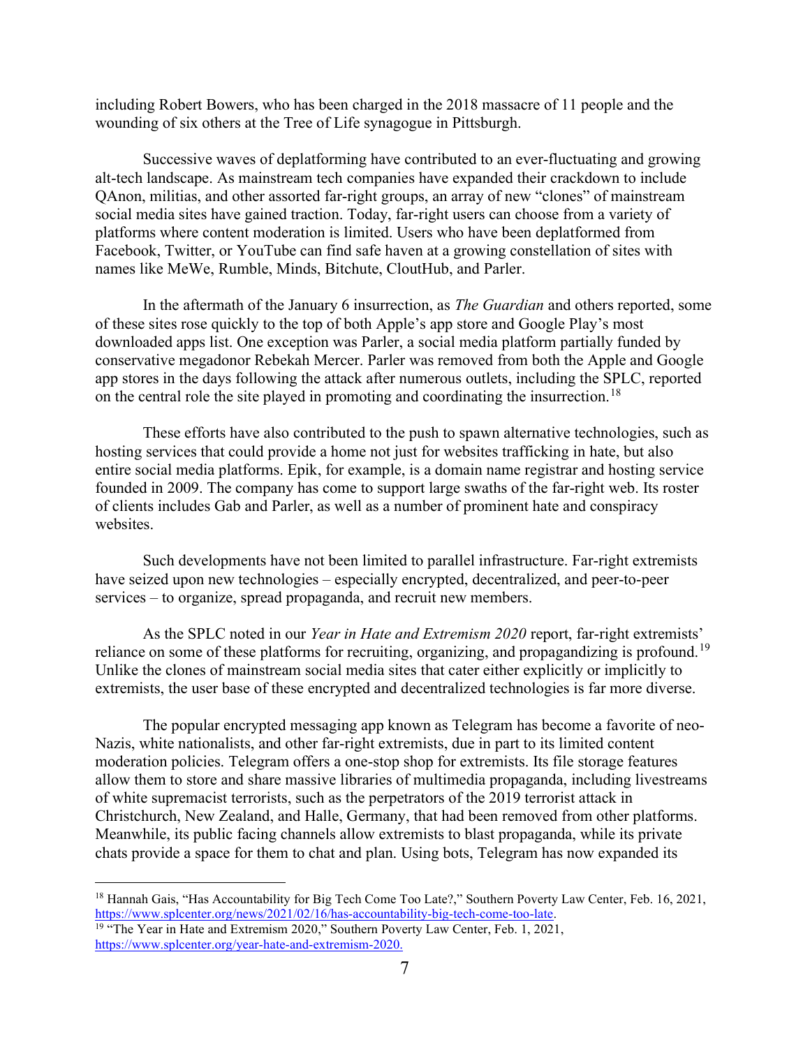including Robert Bowers, who has been charged in the 2018 massacre of 11 people and the wounding of six others at the Tree of Life synagogue in Pittsburgh.

Successive waves of deplatforming have contributed to an ever-fluctuating and growing alt-tech landscape. As mainstream tech companies have expanded their crackdown to include QAnon, militias, and other assorted far-right groups, an array of new "clones" of mainstream social media sites have gained traction. Today, far-right users can choose from a variety of platforms where content moderation is limited. Users who have been deplatformed from Facebook, Twitter, or YouTube can find safe haven at a growing constellation of sites with names like MeWe, Rumble, Minds, Bitchute, CloutHub, and Parler.

In the aftermath of the January 6 insurrection, as *The Guardian* and others reported, some of these sites rose quickly to the top of both Apple's app store and Google Play's most downloaded apps list. One exception was Parler, a social media platform partially funded by conservative megadonor Rebekah Mercer. Parler was removed from both the Apple and Google app stores in the days following the attack after numerous outlets, including the SPLC, reported on the central role the site played in promoting and coordinating the insurrection.[18]

These efforts have also contributed to the push to spawn alternative technologies, such as hosting services that could provide a home not just for websites trafficking in hate, but also entire social media platforms. Epik, for example, is a domain name registrar and hosting service founded in 2009. The company has come to support large swaths of the far-right web. Its roster of clients includes Gab and Parler, as well as a number of prominent hate and conspiracy websites.

Such developments have not been limited to parallel infrastructure. Far-right extremists have seized upon new technologies – especially encrypted, decentralized, and peer-to-peer services – to organize, spread propaganda, and recruit new members.

As the SPLC noted in our *Year in Hate and Extremism 2020* report, far-right extremists' reliance on some of these platforms for recruiting, organizing, and propagandizing is profound.[19] Unlike the clones of mainstream social media sites that cater either explicitly or implicitly to extremists, the user base of these encrypted and decentralized technologies is far more diverse.

The popular encrypted messaging app known as Telegram has become a favorite of neo-Nazis, white nationalists, and other far-right extremists, due in part to its limited content moderation policies. Telegram offers a one-stop shop for extremists. Its file storage features allow them to store and share massive libraries of multimedia propaganda, including livestreams of white supremacist terrorists, such as the perpetrators of the 2019 terrorist attack in Christchurch, New Zealand, and Halle, Germany, that had been removed from other platforms. Meanwhile, its public facing channels allow extremists to blast propaganda, while its private chats provide a space for them to chat and plan. Using bots, Telegram has now expanded its

---

[18] Hannah Gais, "Has Accountability for Big Tech Come Too Late?," Southern Poverty Law Center, Feb. 16, 2021, https://www.splcenter.org/news/2021/02/16/has-accountability-big-tech-come-too-late.

[19] "The Year in Hate and Extremism 2020," Southern Poverty Law Center, Feb. 1, 2021, https://www.splcenter.org/year-hate-and-extremism-2020.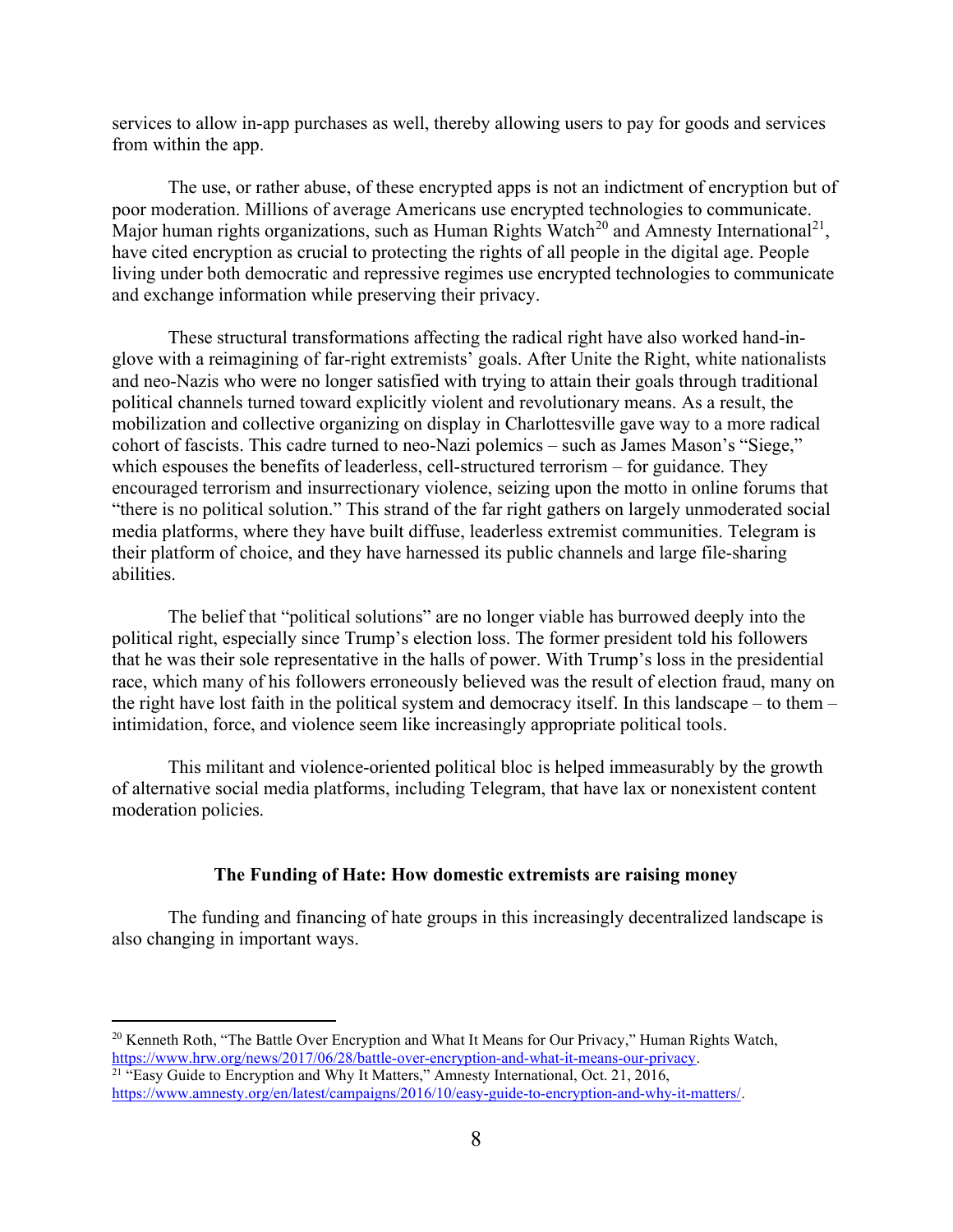services to allow in-app purchases as well, thereby allowing users to pay for goods and services from within the app.

The use, or rather abuse, of these encrypted apps is not an indictment of encryption but of poor moderation. Millions of average Americans use encrypted technologies to communicate. Major human rights organizations, such as Human Rights Watch[20] and Amnesty International[21], have cited encryption as crucial to protecting the rights of all people in the digital age. People living under both democratic and repressive regimes use encrypted technologies to communicate and exchange information while preserving their privacy.

These structural transformations affecting the radical right have also worked hand-in-glove with a reimagining of far-right extremists' goals. After Unite the Right, white nationalists and neo-Nazis who were no longer satisfied with trying to attain their goals through traditional political channels turned toward explicitly violent and revolutionary means. As a result, the mobilization and collective organizing on display in Charlottesville gave way to a more radical cohort of fascists. This cadre turned to neo-Nazi polemics – such as James Mason's "Siege," which espouses the benefits of leaderless, cell-structured terrorism – for guidance. They encouraged terrorism and insurrectionary violence, seizing upon the motto in online forums that "there is no political solution." This strand of the far right gathers on largely unmoderated social media platforms, where they have built diffuse, leaderless extremist communities. Telegram is their platform of choice, and they have harnessed its public channels and large file-sharing abilities.

The belief that "political solutions" are no longer viable has burrowed deeply into the political right, especially since Trump's election loss. The former president told his followers that he was their sole representative in the halls of power. With Trump's loss in the presidential race, which many of his followers erroneously believed was the result of election fraud, many on the right have lost faith in the political system and democracy itself. In this landscape – to them – intimidation, force, and violence seem like increasingly appropriate political tools.

This militant and violence-oriented political bloc is helped immeasurably by the growth of alternative social media platforms, including Telegram, that have lax or nonexistent content moderation policies.

## The Funding of Hate: How domestic extremists are raising money

The funding and financing of hate groups in this increasingly decentralized landscape is also changing in important ways.

---

[20] Kenneth Roth, "The Battle Over Encryption and What It Means for Our Privacy," Human Rights Watch, https://www.hrw.org/news/2017/06/28/battle-over-encryption-and-what-it-means-our-privacy.

[21] "Easy Guide to Encryption and Why It Matters," Amnesty International, Oct. 21, 2016, https://www.amnesty.org/en/latest/campaigns/2016/10/easy-guide-to-encryption-and-why-it-matters/.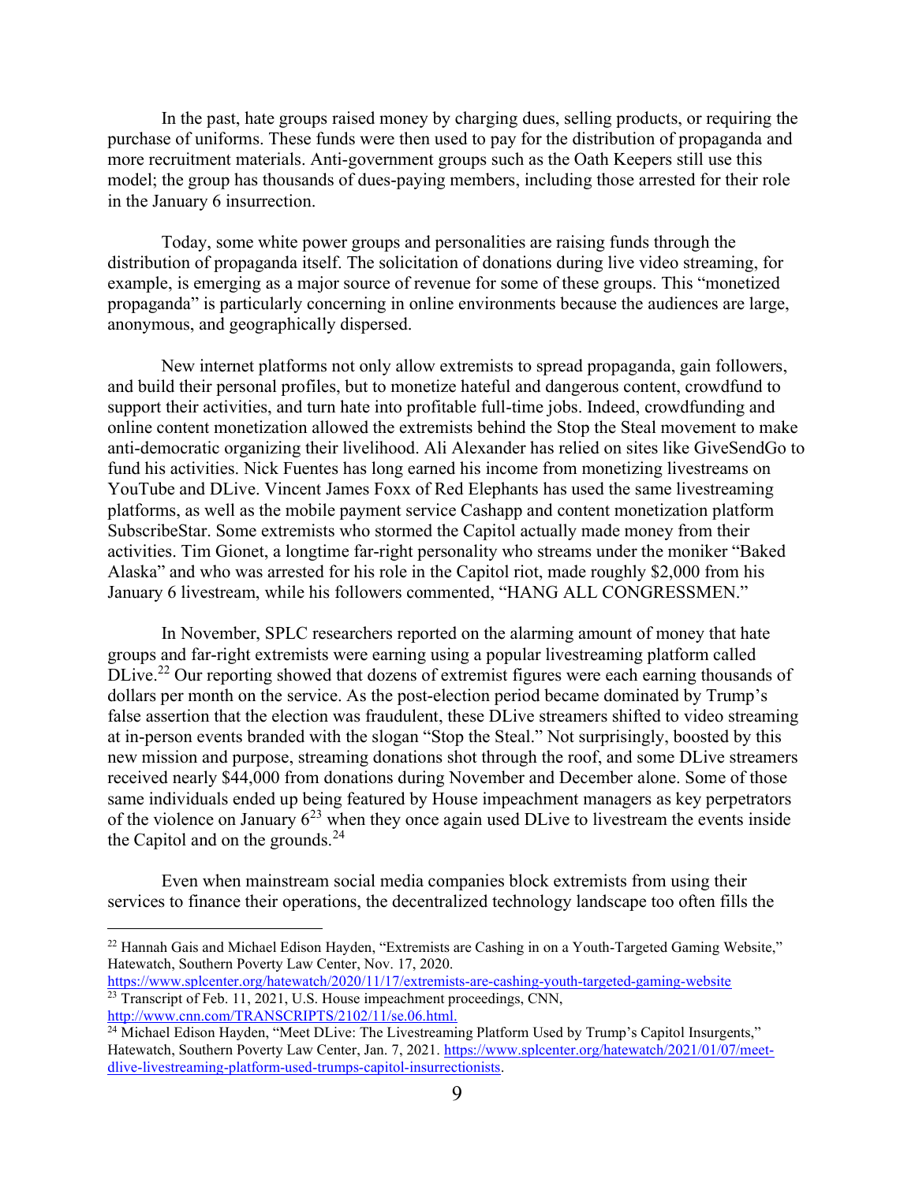In the past, hate groups raised money by charging dues, selling products, or requiring the purchase of uniforms. These funds were then used to pay for the distribution of propaganda and more recruitment materials. Anti-government groups such as the Oath Keepers still use this model; the group has thousands of dues-paying members, including those arrested for their role in the January 6 insurrection.

Today, some white power groups and personalities are raising funds through the distribution of propaganda itself. The solicitation of donations during live video streaming, for example, is emerging as a major source of revenue for some of these groups. This "monetized propaganda" is particularly concerning in online environments because the audiences are large, anonymous, and geographically dispersed.

New internet platforms not only allow extremists to spread propaganda, gain followers, and build their personal profiles, but to monetize hateful and dangerous content, crowdfund to support their activities, and turn hate into profitable full-time jobs. Indeed, crowdfunding and online content monetization allowed the extremists behind the Stop the Steal movement to make anti-democratic organizing their livelihood. Ali Alexander has relied on sites like GiveSendGo to fund his activities. Nick Fuentes has long earned his income from monetizing livestreams on YouTube and DLive. Vincent James Foxx of Red Elephants has used the same livestreaming platforms, as well as the mobile payment service Cashapp and content monetization platform SubscribeStar. Some extremists who stormed the Capitol actually made money from their activities. Tim Gionet, a longtime far-right personality who streams under the moniker "Baked Alaska" and who was arrested for his role in the Capitol riot, made roughly $2,000 from his January 6 livestream, while his followers commented, "HANG ALL CONGRESSMEN."

In November, SPLC researchers reported on the alarming amount of money that hate groups and far-right extremists were earning using a popular livestreaming platform called DLive.[22] Our reporting showed that dozens of extremist figures were each earning thousands of dollars per month on the service. As the post-election period became dominated by Trump's false assertion that the election was fraudulent, these DLive streamers shifted to video streaming at in-person events branded with the slogan "Stop the Steal." Not surprisingly, boosted by this new mission and purpose, streaming donations shot through the roof, and some DLive streamers received nearly $44,000 from donations during November and December alone. Some of those same individuals ended up being featured by House impeachment managers as key perpetrators of the violence on January 6[23] when they once again used DLive to livestream the events inside the Capitol and on the grounds.[24]

Even when mainstream social media companies block extremists from using their services to finance their operations, the decentralized technology landscape too often fills the

---

[22] Hannah Gais and Michael Edison Hayden, "Extremists are Cashing in on a Youth-Targeted Gaming Website," Hatewatch, Southern Poverty Law Center, Nov. 17, 2020. https://www.splcenter.org/hatewatch/2020/11/17/extremists-are-cashing-youth-targeted-gaming-website

[23] Transcript of Feb. 11, 2021, U.S. House impeachment proceedings, CNN, http://www.cnn.com/TRANSCRIPTS/2102/11/se.06.html.

[24] Michael Edison Hayden, "Meet DLive: The Livestreaming Platform Used by Trump's Capitol Insurgents," Hatewatch, Southern Poverty Law Center, Jan. 7, 2021. https://www.splcenter.org/hatewatch/2021/01/07/meet-dlive-livestreaming-platform-used-trumps-capitol-insurrectionists.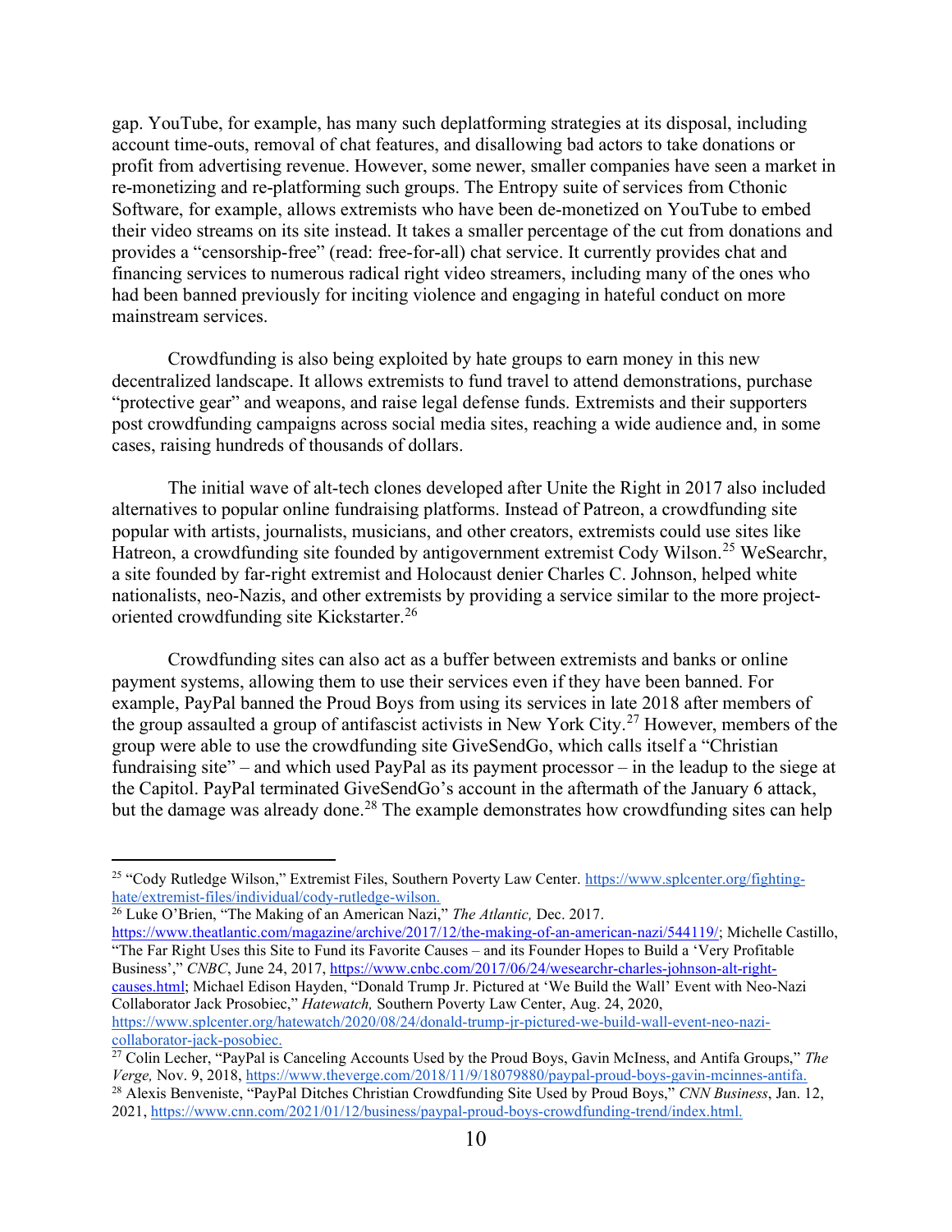gap. YouTube, for example, has many such deplatforming strategies at its disposal, including account time-outs, removal of chat features, and disallowing bad actors to take donations or profit from advertising revenue. However, some newer, smaller companies have seen a market in re-monetizing and re-platforming such groups. The Entropy suite of services from Cthonic Software, for example, allows extremists who have been de-monetized on YouTube to embed their video streams on its site instead. It takes a smaller percentage of the cut from donations and provides a "censorship-free" (read: free-for-all) chat service. It currently provides chat and financing services to numerous radical right video streamers, including many of the ones who had been banned previously for inciting violence and engaging in hateful conduct on more mainstream services.

Crowdfunding is also being exploited by hate groups to earn money in this new decentralized landscape. It allows extremists to fund travel to attend demonstrations, purchase "protective gear" and weapons, and raise legal defense funds. Extremists and their supporters post crowdfunding campaigns across social media sites, reaching a wide audience and, in some cases, raising hundreds of thousands of dollars.

The initial wave of alt-tech clones developed after Unite the Right in 2017 also included alternatives to popular online fundraising platforms. Instead of Patreon, a crowdfunding site popular with artists, journalists, musicians, and other creators, extremists could use sites like Hatreon, a crowdfunding site founded by antigovernment extremist Cody Wilson.[25] WeSearchr, a site founded by far-right extremist and Holocaust denier Charles C. Johnson, helped white nationalists, neo-Nazis, and other extremists by providing a service similar to the more project-oriented crowdfunding site Kickstarter.[26]

Crowdfunding sites can also act as a buffer between extremists and banks or online payment systems, allowing them to use their services even if they have been banned. For example, PayPal banned the Proud Boys from using its services in late 2018 after members of the group assaulted a group of antifascist activists in New York City.[27] However, members of the group were able to use the crowdfunding site GiveSendGo, which calls itself a "Christian fundraising site" – and which used PayPal as its payment processor – in the leadup to the siege at the Capitol. PayPal terminated GiveSendGo's account in the aftermath of the January 6 attack, but the damage was already done.[28] The example demonstrates how crowdfunding sites can help

---

[25] "Cody Rutledge Wilson," Extremist Files, Southern Poverty Law Center. https://www.splcenter.org/fighting-hate/extremist-files/individual/cody-rutledge-wilson.

[26] Luke O'Brien, "The Making of an American Nazi," *The Atlantic,* Dec. 2017. https://www.theatlantic.com/magazine/archive/2017/12/the-making-of-an-american-nazi/544119/; Michelle Castillo, "The Far Right Uses this Site to Fund its Favorite Causes – and its Founder Hopes to Build a 'Very Profitable Business'," *CNBC*, June 24, 2017, https://www.cnbc.com/2017/06/24/wesearchr-charles-johnson-alt-right-causes.html; Michael Edison Hayden, "Donald Trump Jr. Pictured at 'We Build the Wall' Event with Neo-Nazi Collaborator Jack Prosobiec," *Hatewatch,* Southern Poverty Law Center, Aug. 24, 2020, https://www.splcenter.org/hatewatch/2020/08/24/donald-trump-jr-pictured-we-build-wall-event-neo-nazi-collaborator-jack-posobiec.

[27] Colin Lecher, "PayPal is Canceling Accounts Used by the Proud Boys, Gavin McIness, and Antifa Groups," *The Verge,* Nov. 9, 2018, https://www.theverge.com/2018/11/9/18079880/paypal-proud-boys-gavin-mcinnes-antifa.

[28] Alexis Benveniste, "PayPal Ditches Christian Crowdfunding Site Used by Proud Boys," *CNN Business*, Jan. 12, 2021, https://www.cnn.com/2021/01/12/business/paypal-proud-boys-crowdfunding-trend/index.html.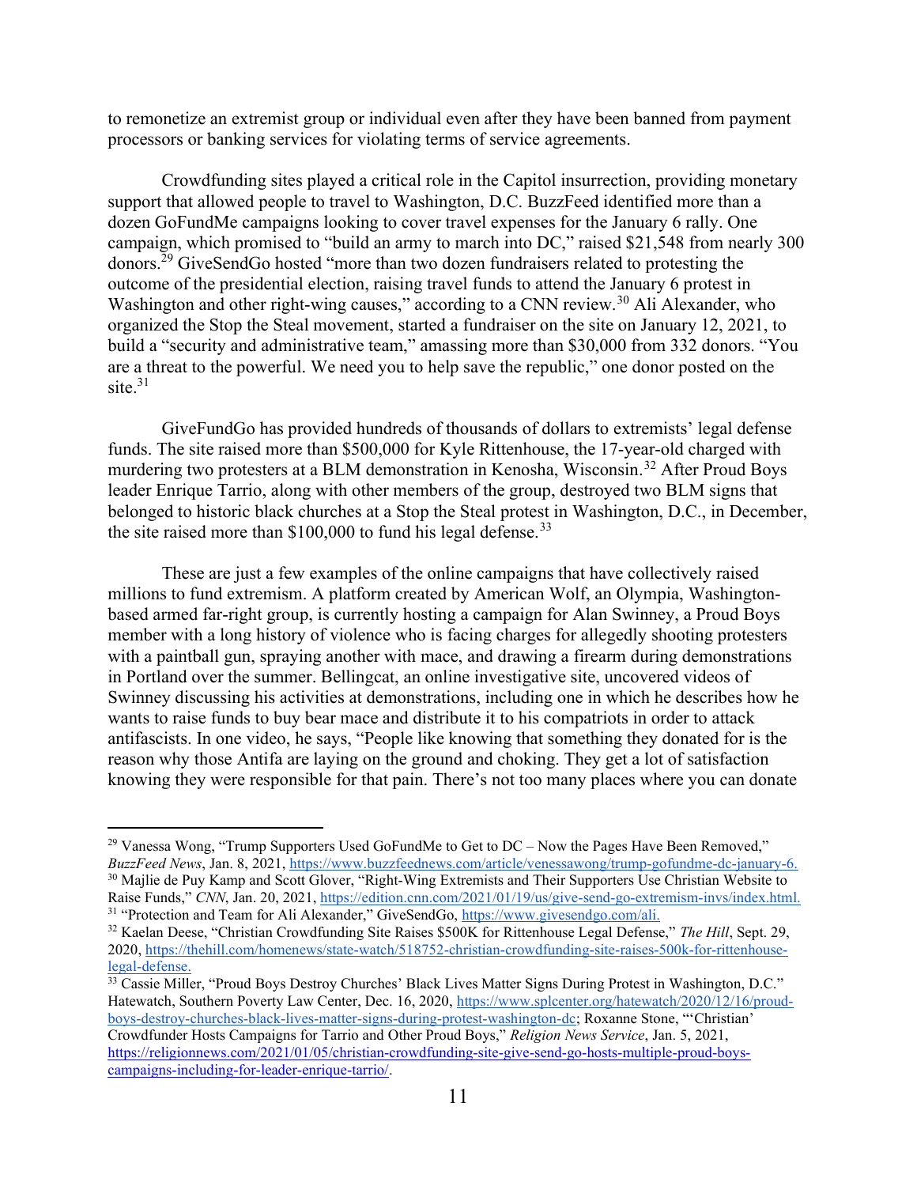to remonetize an extremist group or individual even after they have been banned from payment processors or banking services for violating terms of service agreements.

Crowdfunding sites played a critical role in the Capitol insurrection, providing monetary support that allowed people to travel to Washington, D.C. BuzzFeed identified more than a dozen GoFundMe campaigns looking to cover travel expenses for the January 6 rally. One campaign, which promised to "build an army to march into DC," raised $21,548 from nearly 300 donors.[29] GiveSendGo hosted "more than two dozen fundraisers related to protesting the outcome of the presidential election, raising travel funds to attend the January 6 protest in Washington and other right-wing causes," according to a CNN review.[30] Ali Alexander, who organized the Stop the Steal movement, started a fundraiser on the site on January 12, 2021, to build a "security and administrative team," amassing more than $30,000 from 332 donors. "You are a threat to the powerful. We need you to help save the republic," one donor posted on the site.[31]

GiveFundGo has provided hundreds of thousands of dollars to extremists' legal defense funds. The site raised more than $500,000 for Kyle Rittenhouse, the 17-year-old charged with murdering two protesters at a BLM demonstration in Kenosha, Wisconsin.[32] After Proud Boys leader Enrique Tarrio, along with other members of the group, destroyed two BLM signs that belonged to historic black churches at a Stop the Steal protest in Washington, D.C., in December, the site raised more than $100,000 to fund his legal defense.[33]

These are just a few examples of the online campaigns that have collectively raised millions to fund extremism. A platform created by American Wolf, an Olympia, Washington-based armed far-right group, is currently hosting a campaign for Alan Swinney, a Proud Boys member with a long history of violence who is facing charges for allegedly shooting protesters with a paintball gun, spraying another with mace, and drawing a firearm during demonstrations in Portland over the summer. Bellingcat, an online investigative site, uncovered videos of Swinney discussing his activities at demonstrations, including one in which he describes how he wants to raise funds to buy bear mace and distribute it to his compatriots in order to attack antifascists. In one video, he says, "People like knowing that something they donated for is the reason why those Antifa are laying on the ground and choking. They get a lot of satisfaction knowing they were responsible for that pain. There's not too many places where you can donate

---

[29] Vanessa Wong, "Trump Supporters Used GoFundMe to Get to DC – Now the Pages Have Been Removed," *BuzzFeed News*, Jan. 8, 2021, https://www.buzzfeednews.com/article/venessawong/trump-gofundme-dc-january-6.

[30] Majlie de Puy Kamp and Scott Glover, "Right-Wing Extremists and Their Supporters Use Christian Website to Raise Funds," *CNN*, Jan. 20, 2021, https://edition.cnn.com/2021/01/19/us/give-send-go-extremism-invs/index.html.

[31] "Protection and Team for Ali Alexander," GiveSendGo, https://www.givesendgo.com/ali.

[32] Kaelan Deese, "Christian Crowdfunding Site Raises $500K for Rittenhouse Legal Defense," *The Hill*, Sept. 29, 2020, https://thehill.com/homenews/state-watch/518752-christian-crowdfunding-site-raises-500k-for-rittenhouse-legal-defense.

[33] Cassie Miller, "Proud Boys Destroy Churches' Black Lives Matter Signs During Protest in Washington, D.C." Hatewatch, Southern Poverty Law Center, Dec. 16, 2020, https://www.splcenter.org/hatewatch/2020/12/16/proud-boys-destroy-churches-black-lives-matter-signs-during-protest-washington-dc; Roxanne Stone, "'Christian' Crowdfunder Hosts Campaigns for Tarrio and Other Proud Boys," *Religion News Service*, Jan. 5, 2021, https://religionnews.com/2021/01/05/christian-crowdfunding-site-give-send-go-hosts-multiple-proud-boys-campaigns-including-for-leader-enrique-tarrio/.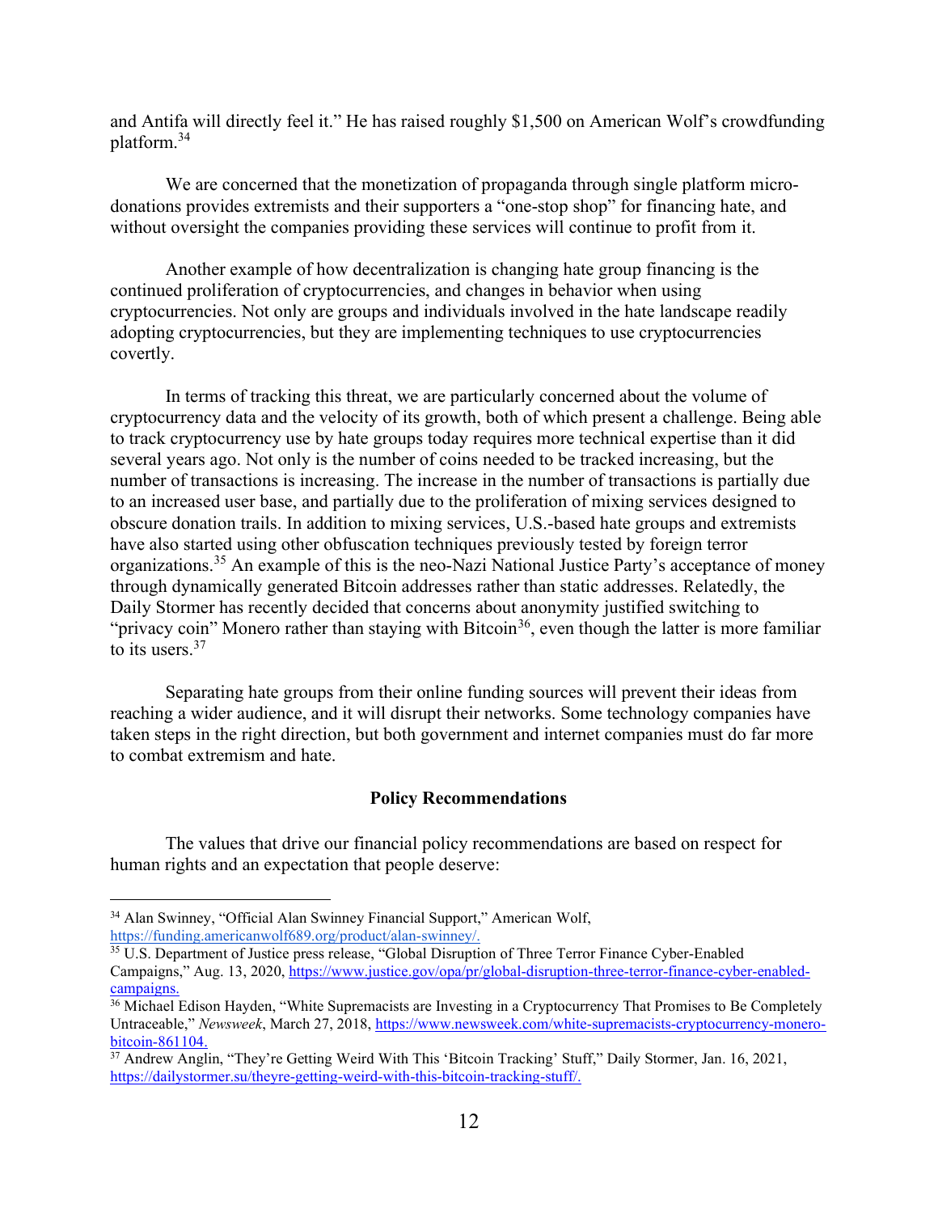and Antifa will directly feel it." He has raised roughly $1,500 on American Wolf's crowdfunding platform.[34]

We are concerned that the monetization of propaganda through single platform micro-donations provides extremists and their supporters a "one-stop shop" for financing hate, and without oversight the companies providing these services will continue to profit from it.

Another example of how decentralization is changing hate group financing is the continued proliferation of cryptocurrencies, and changes in behavior when using cryptocurrencies. Not only are groups and individuals involved in the hate landscape readily adopting cryptocurrencies, but they are implementing techniques to use cryptocurrencies covertly.

In terms of tracking this threat, we are particularly concerned about the volume of cryptocurrency data and the velocity of its growth, both of which present a challenge. Being able to track cryptocurrency use by hate groups today requires more technical expertise than it did several years ago. Not only is the number of coins needed to be tracked increasing, but the number of transactions is increasing. The increase in the number of transactions is partially due to an increased user base, and partially due to the proliferation of mixing services designed to obscure donation trails. In addition to mixing services, U.S.-based hate groups and extremists have also started using other obfuscation techniques previously tested by foreign terror organizations.[35] An example of this is the neo-Nazi National Justice Party's acceptance of money through dynamically generated Bitcoin addresses rather than static addresses. Relatedly, the Daily Stormer has recently decided that concerns about anonymity justified switching to "privacy coin" Monero rather than staying with Bitcoin[36], even though the latter is more familiar to its users.[37]

Separating hate groups from their online funding sources will prevent their ideas from reaching a wider audience, and it will disrupt their networks. Some technology companies have taken steps in the right direction, but both government and internet companies must do far more to combat extremism and hate.

## Policy Recommendations

The values that drive our financial policy recommendations are based on respect for human rights and an expectation that people deserve:

---

[34] Alan Swinney, "Official Alan Swinney Financial Support," American Wolf, https://funding.americanwolf689.org/product/alan-swinney/.

[35] U.S. Department of Justice press release, "Global Disruption of Three Terror Finance Cyber-Enabled Campaigns," Aug. 13, 2020, https://www.justice.gov/opa/pr/global-disruption-three-terror-finance-cyber-enabled-campaigns.

[36] Michael Edison Hayden, "White Supremacists are Investing in a Cryptocurrency That Promises to Be Completely Untraceable," *Newsweek*, March 27, 2018, https://www.newsweek.com/white-supremacists-cryptocurrency-monero-bitcoin-861104.

[37] Andrew Anglin, "They're Getting Weird With This 'Bitcoin Tracking' Stuff," Daily Stormer, Jan. 16, 2021, https://dailystormer.su/theyre-getting-weird-with-this-bitcoin-tracking-stuff/.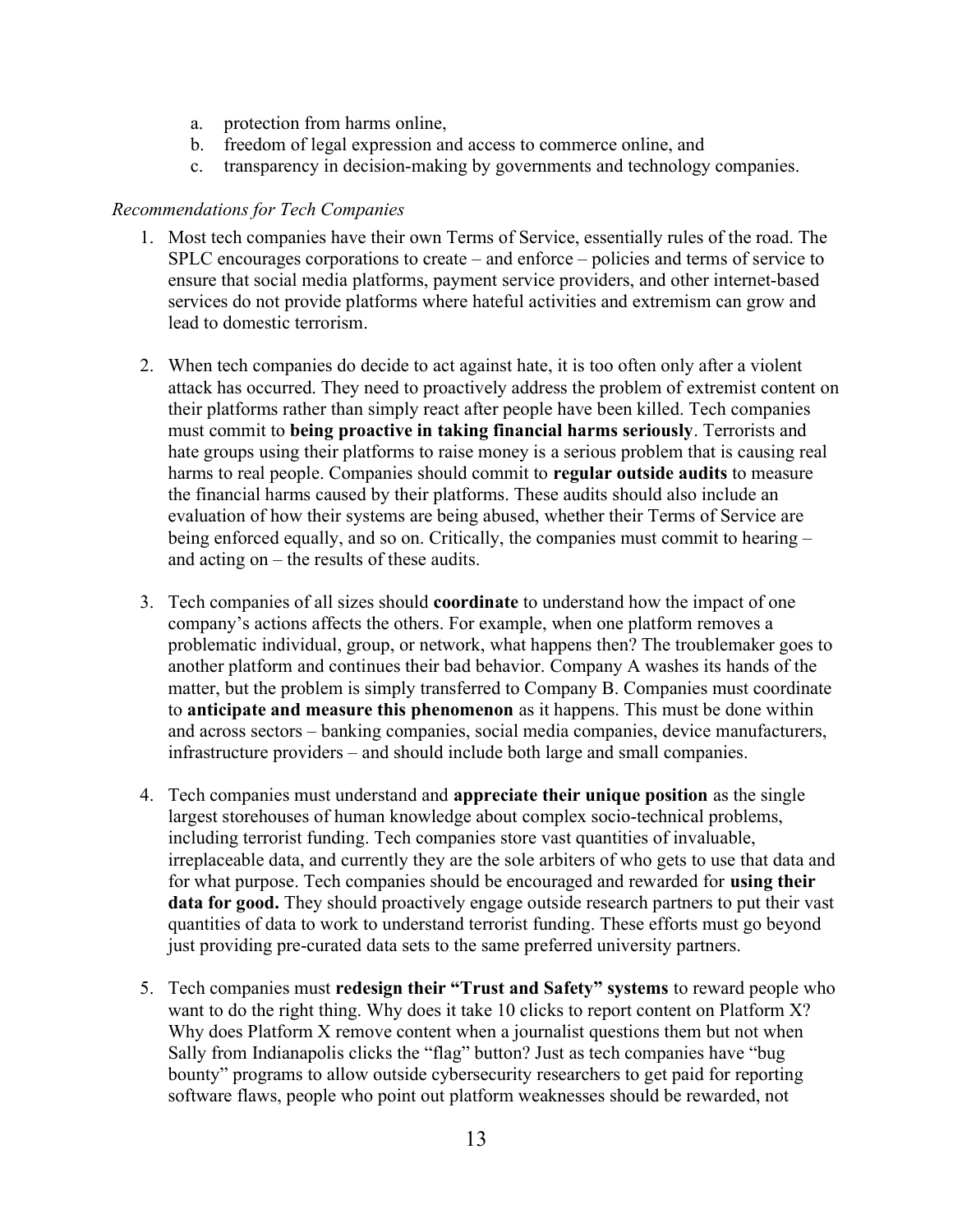a. protection from harms online,
b. freedom of legal expression and access to commerce online, and
c. transparency in decision-making by governments and technology companies.

*Recommendations for Tech Companies*

1. Most tech companies have their own Terms of Service, essentially rules of the road. The SPLC encourages corporations to create – and enforce – policies and terms of service to ensure that social media platforms, payment service providers, and other internet-based services do not provide platforms where hateful activities and extremism can grow and lead to domestic terrorism.

2. When tech companies do decide to act against hate, it is too often only after a violent attack has occurred. They need to proactively address the problem of extremist content on their platforms rather than simply react after people have been killed. Tech companies must commit to **being proactive in taking financial harms seriously**. Terrorists and hate groups using their platforms to raise money is a serious problem that is causing real harms to real people. Companies should commit to **regular outside audits** to measure the financial harms caused by their platforms. These audits should also include an evaluation of how their systems are being abused, whether their Terms of Service are being enforced equally, and so on. Critically, the companies must commit to hearing – and acting on – the results of these audits.

3. Tech companies of all sizes should **coordinate** to understand how the impact of one company's actions affects the others. For example, when one platform removes a problematic individual, group, or network, what happens then? The troublemaker goes to another platform and continues their bad behavior. Company A washes its hands of the matter, but the problem is simply transferred to Company B. Companies must coordinate to **anticipate and measure this phenomenon** as it happens. This must be done within and across sectors – banking companies, social media companies, device manufacturers, infrastructure providers – and should include both large and small companies.

4. Tech companies must understand and **appreciate their unique position** as the single largest storehouses of human knowledge about complex socio-technical problems, including terrorist funding. Tech companies store vast quantities of invaluable, irreplaceable data, and currently they are the sole arbiters of who gets to use that data and for what purpose. Tech companies should be encouraged and rewarded for **using their data for good.** They should proactively engage outside research partners to put their vast quantities of data to work to understand terrorist funding. These efforts must go beyond just providing pre-curated data sets to the same preferred university partners.

5. Tech companies must **redesign their "Trust and Safety" systems** to reward people who want to do the right thing. Why does it take 10 clicks to report content on Platform X? Why does Platform X remove content when a journalist questions them but not when Sally from Indianapolis clicks the "flag" button? Just as tech companies have "bug bounty" programs to allow outside cybersecurity researchers to get paid for reporting software flaws, people who point out platform weaknesses should be rewarded, not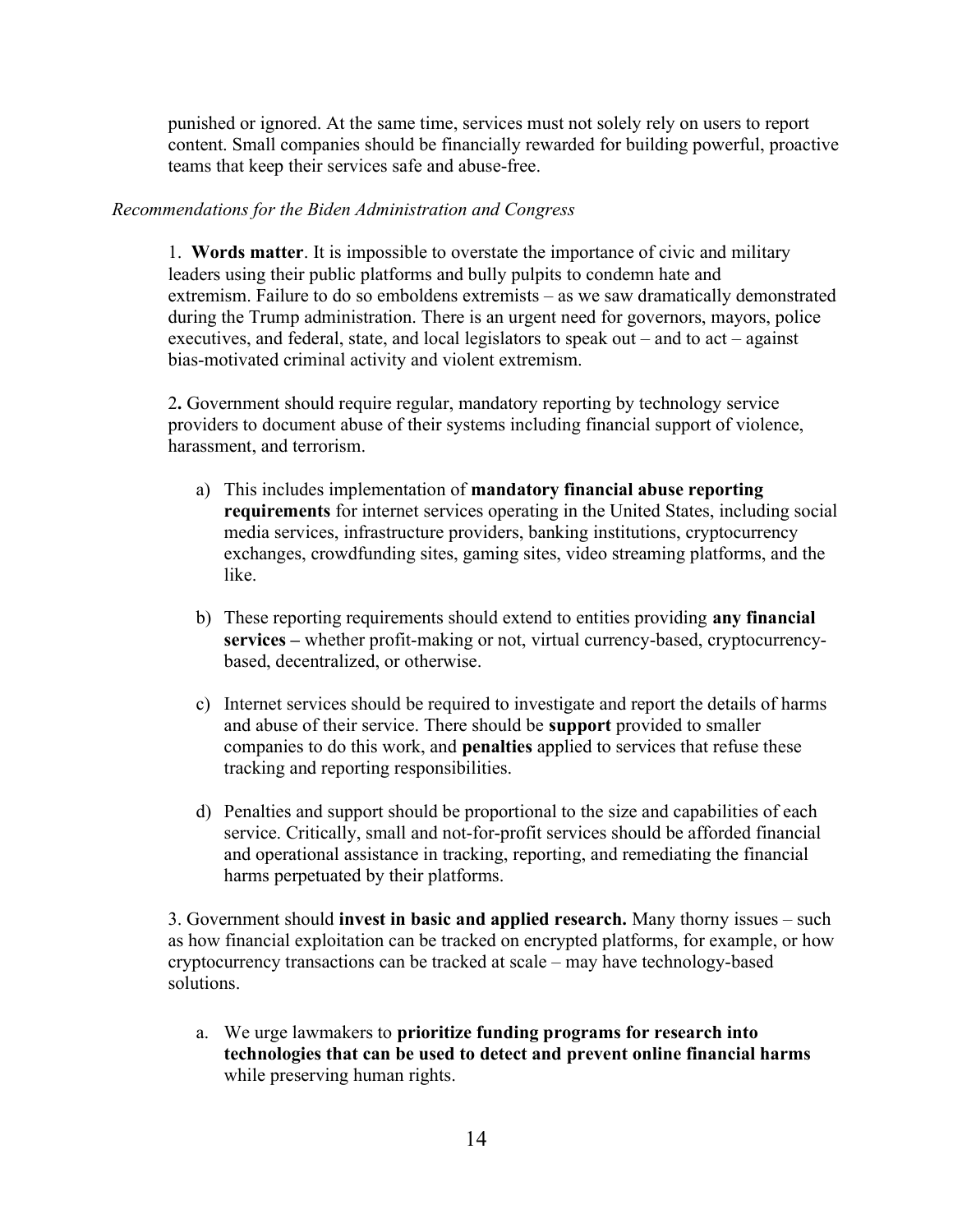punished or ignored. At the same time, services must not solely rely on users to report content. Small companies should be financially rewarded for building powerful, proactive teams that keep their services safe and abuse-free.

*Recommendations for the Biden Administration and Congress*

1. **Words matter**. It is impossible to overstate the importance of civic and military leaders using their public platforms and bully pulpits to condemn hate and extremism. Failure to do so emboldens extremists – as we saw dramatically demonstrated during the Trump administration. There is an urgent need for governors, mayors, police executives, and federal, state, and local legislators to speak out – and to act – against bias-motivated criminal activity and violent extremism.

2. Government should require regular, mandatory reporting by technology service providers to document abuse of their systems including financial support of violence, harassment, and terrorism.

   a) This includes implementation of **mandatory financial abuse reporting requirements** for internet services operating in the United States, including social media services, infrastructure providers, banking institutions, cryptocurrency exchanges, crowdfunding sites, gaming sites, video streaming platforms, and the like.

   b) These reporting requirements should extend to entities providing **any financial services –** whether profit-making or not, virtual currency-based, cryptocurrency-based, decentralized, or otherwise.

   c) Internet services should be required to investigate and report the details of harms and abuse of their service. There should be **support** provided to smaller companies to do this work, and **penalties** applied to services that refuse these tracking and reporting responsibilities.

   d) Penalties and support should be proportional to the size and capabilities of each service. Critically, small and not-for-profit services should be afforded financial and operational assistance in tracking, reporting, and remediating the financial harms perpetuated by their platforms.

3. Government should **invest in basic and applied research.** Many thorny issues – such as how financial exploitation can be tracked on encrypted platforms, for example, or how cryptocurrency transactions can be tracked at scale – may have technology-based solutions.

   a. We urge lawmakers to **prioritize funding programs for research into technologies that can be used to detect and prevent online financial harms** while preserving human rights.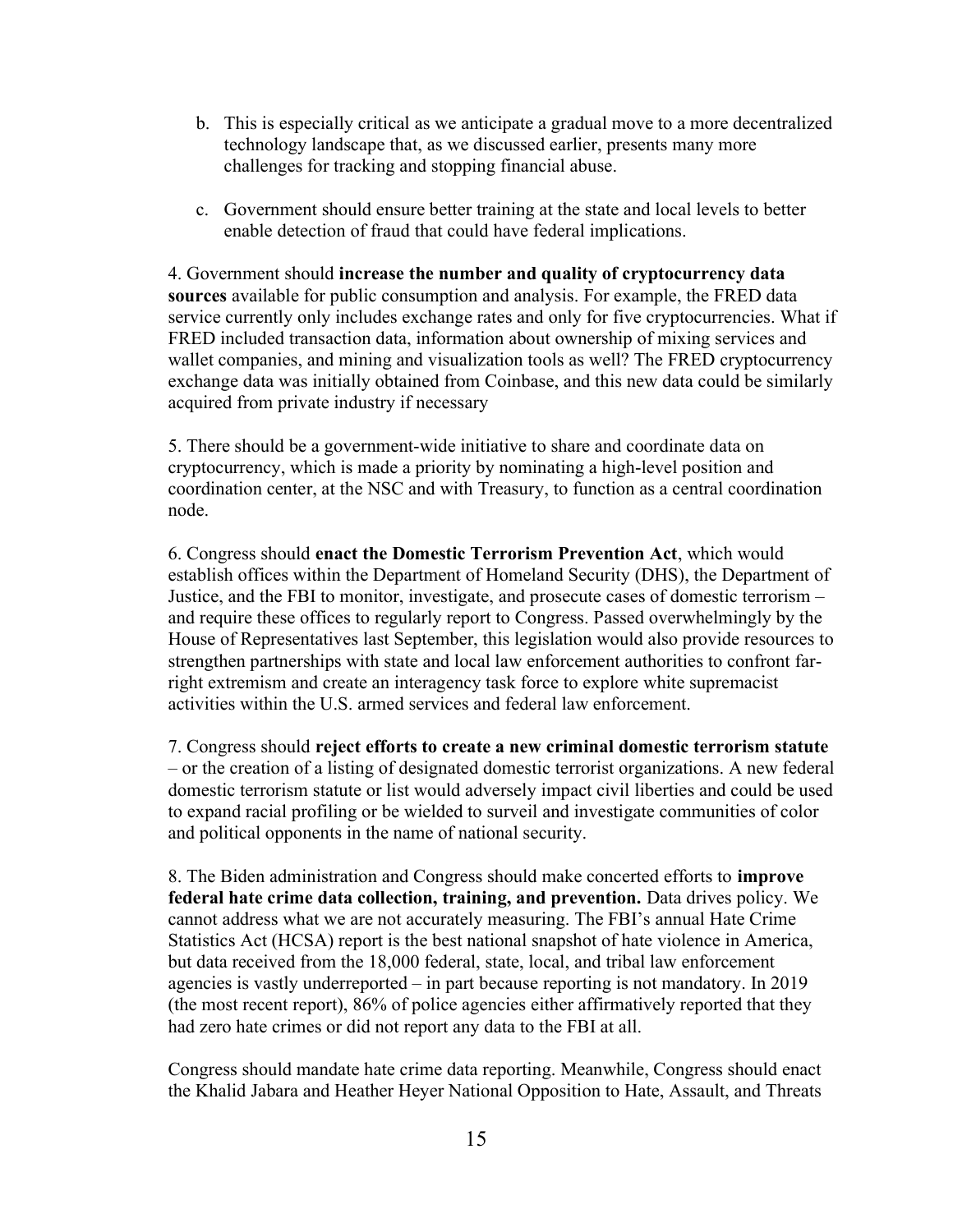b. This is especially critical as we anticipate a gradual move to a more decentralized technology landscape that, as we discussed earlier, presents many more challenges for tracking and stopping financial abuse.

c. Government should ensure better training at the state and local levels to better enable detection of fraud that could have federal implications.

4. Government should **increase the number and quality of cryptocurrency data sources** available for public consumption and analysis. For example, the FRED data service currently only includes exchange rates and only for five cryptocurrencies. What if FRED included transaction data, information about ownership of mixing services and wallet companies, and mining and visualization tools as well? The FRED cryptocurrency exchange data was initially obtained from Coinbase, and this new data could be similarly acquired from private industry if necessary

5. There should be a government-wide initiative to share and coordinate data on cryptocurrency, which is made a priority by nominating a high-level position and coordination center, at the NSC and with Treasury, to function as a central coordination node.

6. Congress should **enact the Domestic Terrorism Prevention Act**, which would establish offices within the Department of Homeland Security (DHS), the Department of Justice, and the FBI to monitor, investigate, and prosecute cases of domestic terrorism – and require these offices to regularly report to Congress. Passed overwhelmingly by the House of Representatives last September, this legislation would also provide resources to strengthen partnerships with state and local law enforcement authorities to confront far-right extremism and create an interagency task force to explore white supremacist activities within the U.S. armed services and federal law enforcement.

7. Congress should **reject efforts to create a new criminal domestic terrorism statute** – or the creation of a listing of designated domestic terrorist organizations. A new federal domestic terrorism statute or list would adversely impact civil liberties and could be used to expand racial profiling or be wielded to surveil and investigate communities of color and political opponents in the name of national security.

8. The Biden administration and Congress should make concerted efforts to **improve federal hate crime data collection, training, and prevention.** Data drives policy. We cannot address what we are not accurately measuring. The FBI's annual Hate Crime Statistics Act (HCSA) report is the best national snapshot of hate violence in America, but data received from the 18,000 federal, state, local, and tribal law enforcement agencies is vastly underreported – in part because reporting is not mandatory. In 2019 (the most recent report), 86% of police agencies either affirmatively reported that they had zero hate crimes or did not report any data to the FBI at all.

Congress should mandate hate crime data reporting. Meanwhile, Congress should enact the Khalid Jabara and Heather Heyer National Opposition to Hate, Assault, and Threats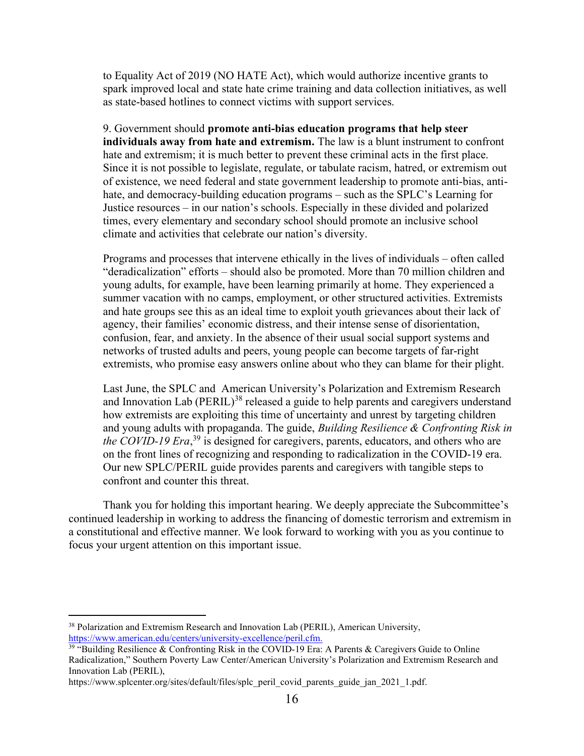to Equality Act of 2019 (NO HATE Act), which would authorize incentive grants to spark improved local and state hate crime training and data collection initiatives, as well as state-based hotlines to connect victims with support services.

9. Government should **promote anti-bias education programs that help steer individuals away from hate and extremism.** The law is a blunt instrument to confront hate and extremism; it is much better to prevent these criminal acts in the first place. Since it is not possible to legislate, regulate, or tabulate racism, hatred, or extremism out of existence, we need federal and state government leadership to promote anti-bias, anti-hate, and democracy-building education programs – such as the SPLC's Learning for Justice resources – in our nation's schools. Especially in these divided and polarized times, every elementary and secondary school should promote an inclusive school climate and activities that celebrate our nation's diversity.

Programs and processes that intervene ethically in the lives of individuals – often called "deradicalization" efforts – should also be promoted. More than 70 million children and young adults, for example, have been learning primarily at home. They experienced a summer vacation with no camps, employment, or other structured activities. Extremists and hate groups see this as an ideal time to exploit youth grievances about their lack of agency, their families' economic distress, and their intense sense of disorientation, confusion, fear, and anxiety. In the absence of their usual social support systems and networks of trusted adults and peers, young people can become targets of far-right extremists, who promise easy answers online about who they can blame for their plight.

Last June, the SPLC and American University's Polarization and Extremism Research and Innovation Lab (PERIL)[38] released a guide to help parents and caregivers understand how extremists are exploiting this time of uncertainty and unrest by targeting children and young adults with propaganda. The guide, *Building Resilience & Confronting Risk in the COVID-19 Era*,[39] is designed for caregivers, parents, educators, and others who are on the front lines of recognizing and responding to radicalization in the COVID-19 era. Our new SPLC/PERIL guide provides parents and caregivers with tangible steps to confront and counter this threat.

Thank you for holding this important hearing. We deeply appreciate the Subcommittee's continued leadership in working to address the financing of domestic terrorism and extremism in a constitutional and effective manner. We look forward to working with you as you continue to focus your urgent attention on this important issue.

---

[38] Polarization and Extremism Research and Innovation Lab (PERIL), American University, https://www.american.edu/centers/university-excellence/peril.cfm.

[39] "Building Resilience & Confronting Risk in the COVID-19 Era: A Parents & Caregivers Guide to Online Radicalization," Southern Poverty Law Center/American University's Polarization and Extremism Research and Innovation Lab (PERIL), https://www.splcenter.org/sites/default/files/splc_peril_covid_parents_guide_jan_2021_1.pdf.